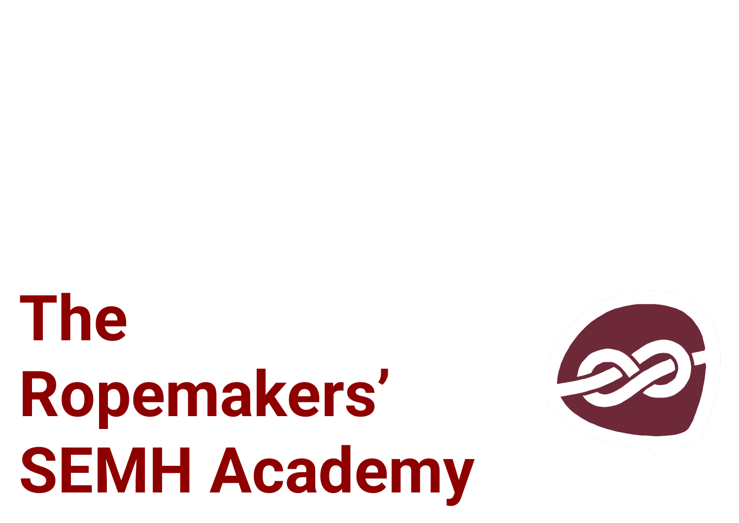# The Ropemakers' SEMH Academy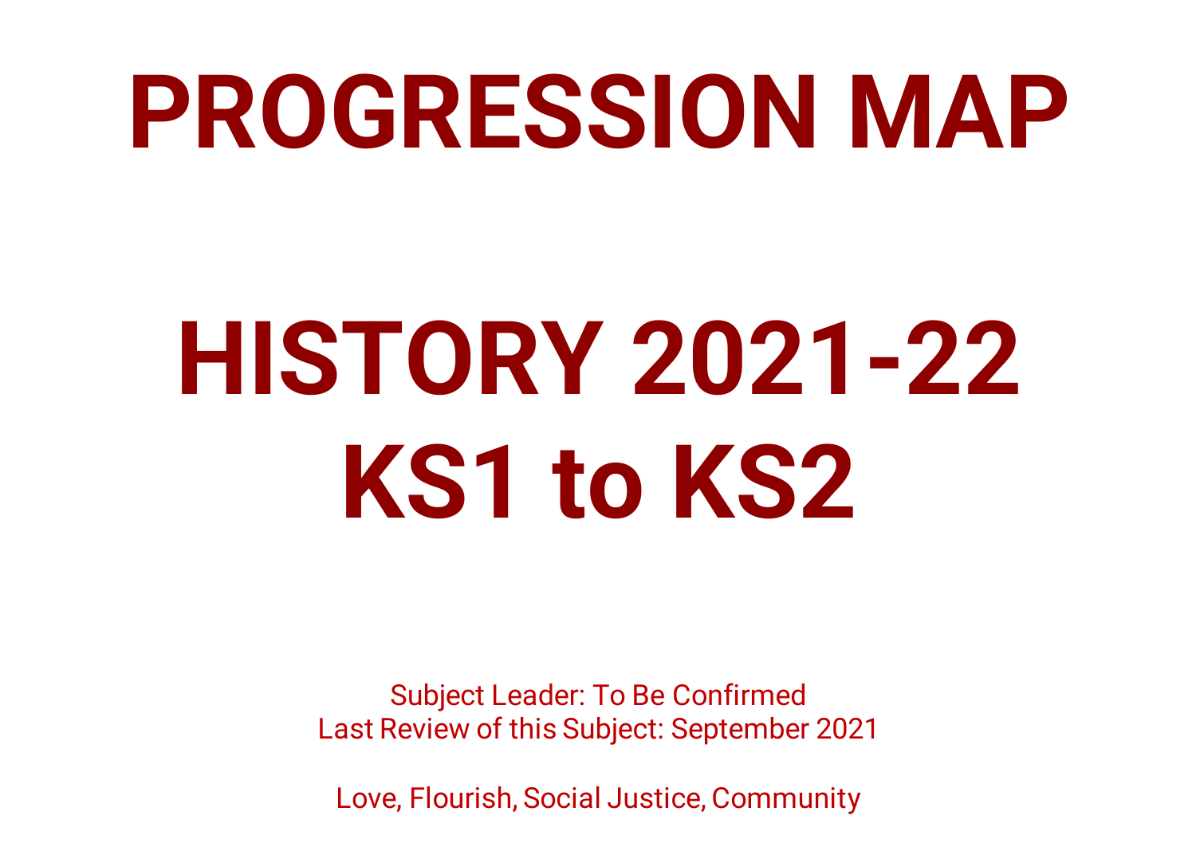# PROGRESSION MAP

# HISTORY 2021-22
# KS1 to KS2

Subject Leader: To Be Confirmed
Last Review of this Subject: September 2021

Love, Flourish, Social Justice, Community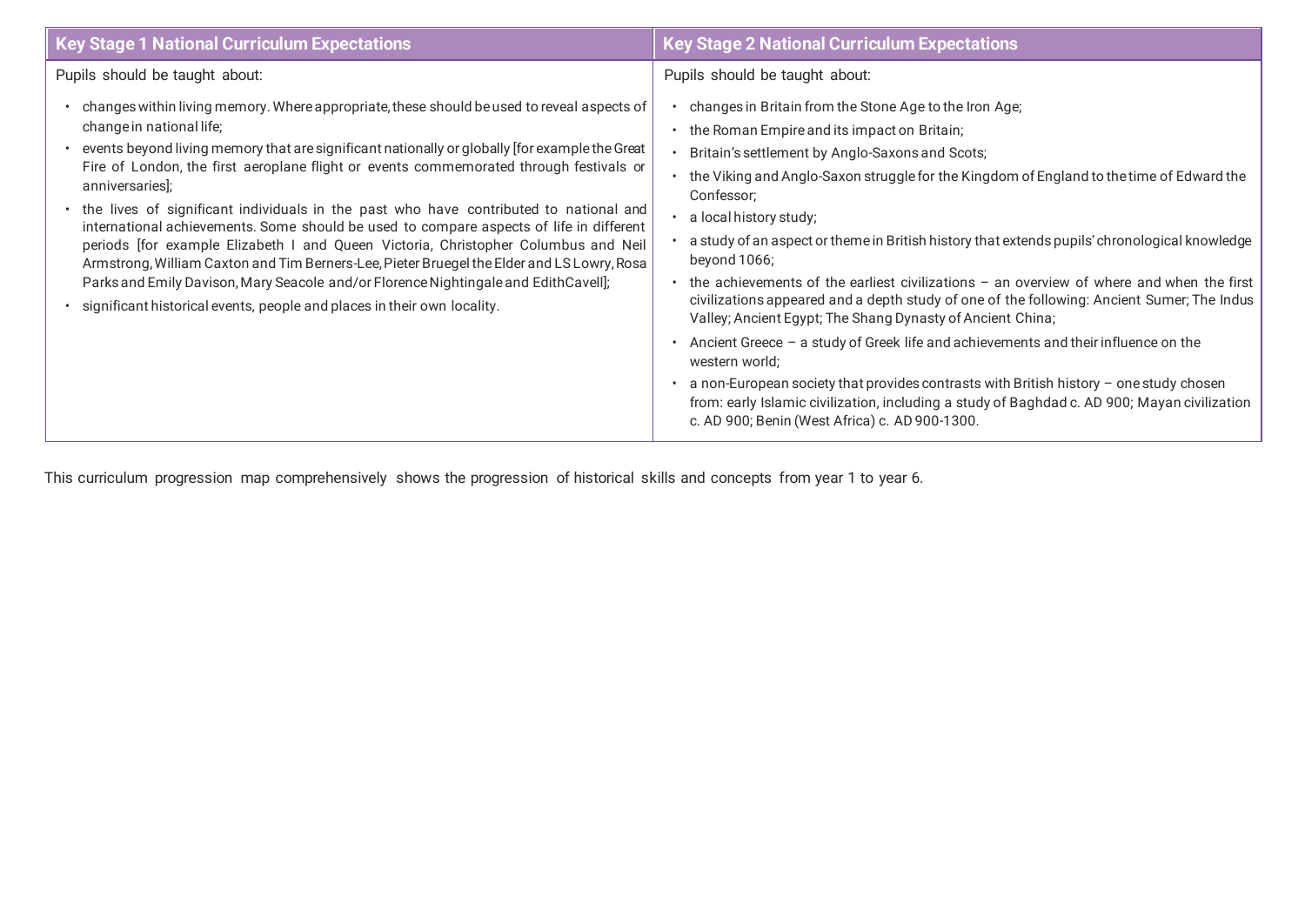| Key Stage 1 National Curriculum Expectations | Key Stage 2 National Curriculum Expectations |
|---|---|
| Pupils should be taught about:<br><br>• changes within living memory. Where appropriate, these should be used to reveal aspects of change in national life;<br>• events beyond living memory that are significant nationally or globally [for example the Great Fire of London, the first aeroplane flight or events commemorated through festivals or anniversaries];<br>• the lives of significant individuals in the past who have contributed to national and international achievements. Some should be used to compare aspects of life in different periods [for example Elizabeth I and Queen Victoria, Christopher Columbus and Neil Armstrong, William Caxton and Tim Berners-Lee, Pieter Bruegel the Elder and LS Lowry, Rosa Parks and Emily Davison, Mary Seacole and/or Florence Nightingale and EdithCavell];<br>• significant historical events, people and places in their own locality. | Pupils should be taught about:<br><br>• changes in Britain from the Stone Age to the Iron Age;<br>• the Roman Empire and its impact on Britain;<br>• Britain's settlement by Anglo-Saxons and Scots;<br>• the Viking and Anglo-Saxon struggle for the Kingdom of England to the time of Edward the Confessor;<br>• a local history study;<br>• a study of an aspect or theme in British history that extends pupils' chronological knowledge beyond 1066;<br>• the achievements of the earliest civilizations – an overview of where and when the first civilizations appeared and a depth study of one of the following: Ancient Sumer; The Indus Valley; Ancient Egypt; The Shang Dynasty of Ancient China;<br>• Ancient Greece – a study of Greek life and achievements and their influence on the western world;<br>• a non-European society that provides contrasts with British history – one study chosen from: early Islamic civilization, including a study of Baghdad c. AD 900; Mayan civilization c. AD 900; Benin (West Africa) c. AD 900-1300. |

This curriculum progression map comprehensively shows the progression of historical skills and concepts from year 1 to year 6.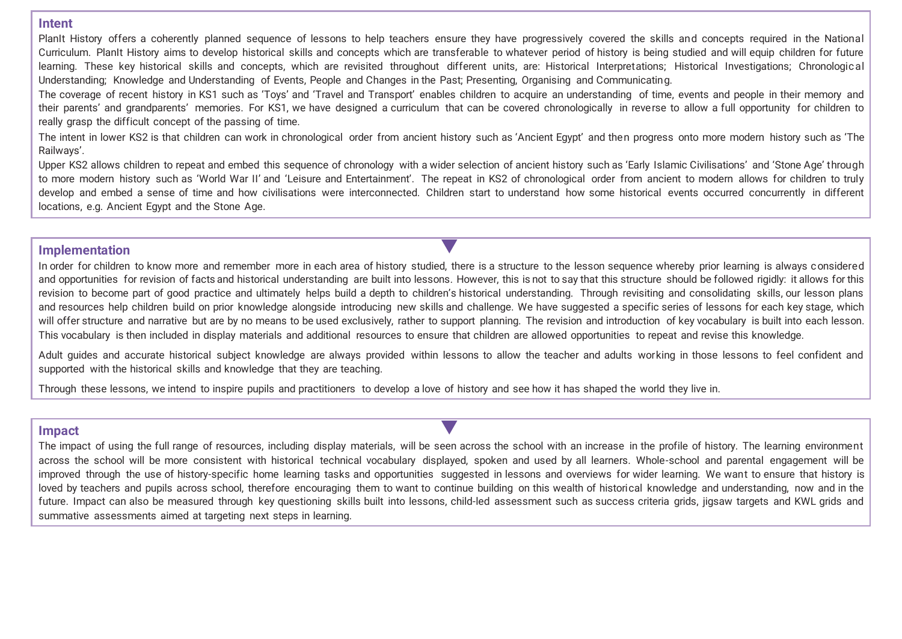## Intent

PlanIt History offers a coherently planned sequence of lessons to help teachers ensure they have progressively covered the skills and concepts required in the National Curriculum. PlanIt History aims to develop historical skills and concepts which are transferable to whatever period of history is being studied and will equip children for future learning. These key historical skills and concepts, which are revisited throughout different units, are: Historical Interpretations; Historical Investigations; Chronological Understanding; Knowledge and Understanding of Events, People and Changes in the Past; Presenting, Organising and Communicating.

The coverage of recent history in KS1 such as 'Toys' and 'Travel and Transport' enables children to acquire an understanding of time, events and people in their memory and their parents' and grandparents' memories. For KS1, we have designed a curriculum that can be covered chronologically in reverse to allow a full opportunity for children to really grasp the difficult concept of the passing of time.

The intent in lower KS2 is that children can work in chronological order from ancient history such as 'Ancient Egypt' and then progress onto more modern history such as 'The Railways'.

Upper KS2 allows children to repeat and embed this sequence of chronology with a wider selection of ancient history such as 'Early Islamic Civilisations' and 'Stone Age' through to more modern history such as 'World War II' and 'Leisure and Entertainment'. The repeat in KS2 of chronological order from ancient to modern allows for children to truly develop and embed a sense of time and how civilisations were interconnected. Children start to understand how some historical events occurred concurrently in different locations, e.g. Ancient Egypt and the Stone Age.

## Implementation

In order for children to know more and remember more in each area of history studied, there is a structure to the lesson sequence whereby prior learning is always considered and opportunities for revision of facts and historical understanding are built into lessons. However, this is not to say that this structure should be followed rigidly: it allows for this revision to become part of good practice and ultimately helps build a depth to children's historical understanding. Through revisiting and consolidating skills, our lesson plans and resources help children build on prior knowledge alongside introducing new skills and challenge. We have suggested a specific series of lessons for each key stage, which will offer structure and narrative but are by no means to be used exclusively, rather to support planning. The revision and introduction of key vocabulary is built into each lesson. This vocabulary is then included in display materials and additional resources to ensure that children are allowed opportunities to repeat and revise this knowledge.

Adult guides and accurate historical subject knowledge are always provided within lessons to allow the teacher and adults working in those lessons to feel confident and supported with the historical skills and knowledge that they are teaching.

Through these lessons, we intend to inspire pupils and practitioners to develop a love of history and see how it has shaped the world they live in.

## Impact

The impact of using the full range of resources, including display materials, will be seen across the school with an increase in the profile of history. The learning environment across the school will be more consistent with historical technical vocabulary displayed, spoken and used by all learners. Whole-school and parental engagement will be improved through the use of history-specific home learning tasks and opportunities suggested in lessons and overviews for wider learning. We want to ensure that history is loved by teachers and pupils across school, therefore encouraging them to want to continue building on this wealth of historical knowledge and understanding, now and in the future. Impact can also be measured through key questioning skills built into lessons, child-led assessment such as success criteria grids, jigsaw targets and KWL grids and summative assessments aimed at targeting next steps in learning.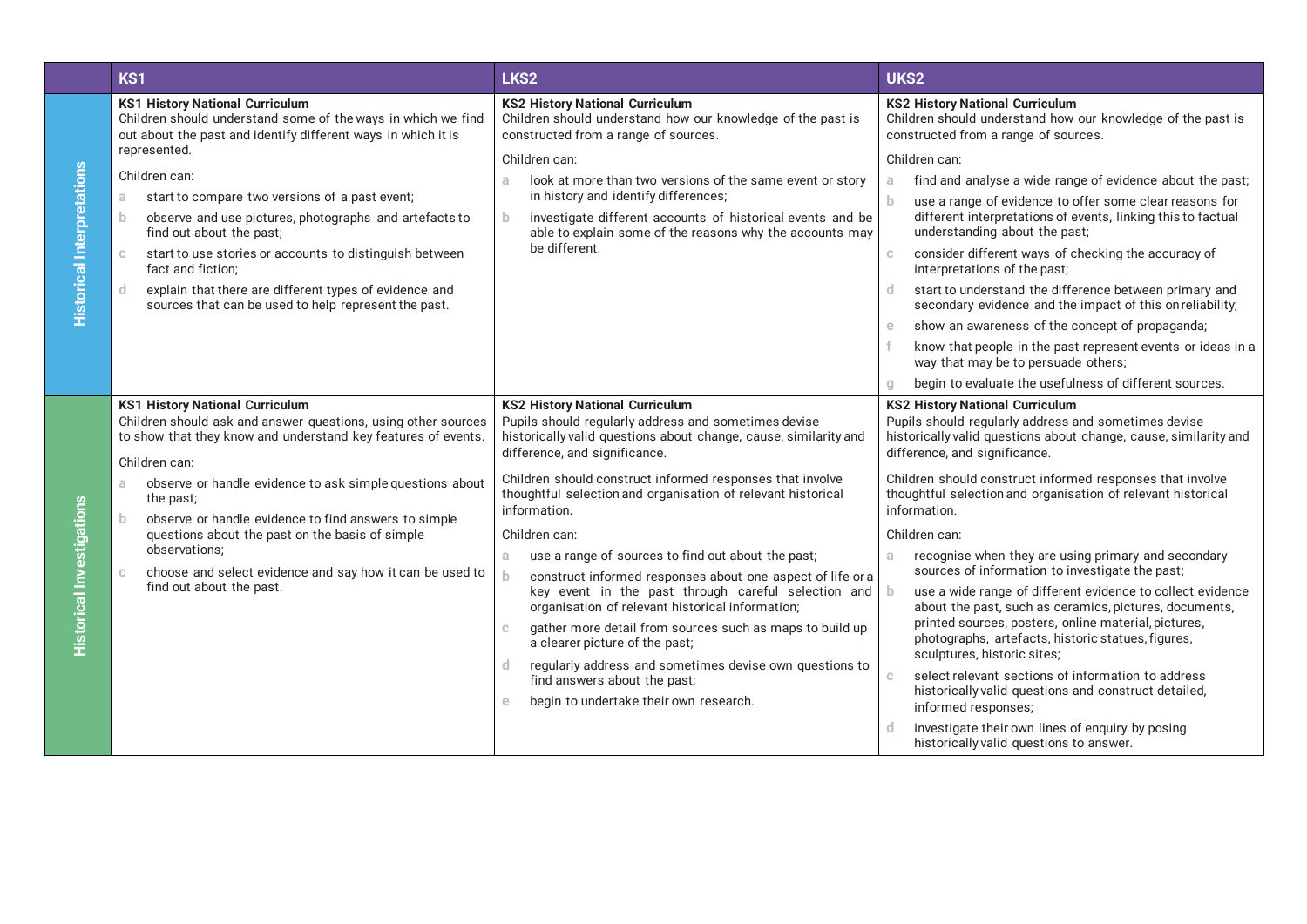| | KS1 | LKS2 | UKS2 |
|---|---|---|---|
| **Historical Interpretations** | **KS1 History National Curriculum**<br>Children should understand some of the ways in which we find out about the past and identify different ways in which it is represented.<br><br>Children can:<br>a start to compare two versions of a past event;<br>b observe and use pictures, photographs and artefacts to find out about the past;<br>c start to use stories or accounts to distinguish between fact and fiction;<br>d explain that there are different types of evidence and sources that can be used to help represent the past. | **KS2 History National Curriculum**<br>Children should understand how our knowledge of the past is constructed from a range of sources.<br><br>Children can:<br>a look at more than two versions of the same event or story in history and identify differences;<br>b investigate different accounts of historical events and be able to explain some of the reasons why the accounts may be different. | **KS2 History National Curriculum**<br>Children should understand how our knowledge of the past is constructed from a range of sources.<br><br>Children can:<br>a find and analyse a wide range of evidence about the past;<br>b use a range of evidence to offer some clear reasons for different interpretations of events, linking this to factual understanding about the past;<br>c consider different ways of checking the accuracy of interpretations of the past;<br>d start to understand the difference between primary and secondary evidence and the impact of this on reliability;<br>e show an awareness of the concept of propaganda;<br>f know that people in the past represent events or ideas in a way that may be to persuade others;<br>g begin to evaluate the usefulness of different sources. |
| **Historical Investigations** | **KS1 History National Curriculum**<br>Children should ask and answer questions, using other sources to show that they know and understand key features of events.<br><br>Children can:<br>a observe or handle evidence to ask simple questions about the past;<br>b observe or handle evidence to find answers to simple questions about the past on the basis of simple observations;<br>c choose and select evidence and say how it can be used to find out about the past. | **KS2 History National Curriculum**<br>Pupils should regularly address and sometimes devise historically valid questions about change, cause, similarity and difference, and significance.<br><br>Children should construct informed responses that involve thoughtful selection and organisation of relevant historical information.<br><br>Children can:<br>a use a range of sources to find out about the past;<br>b construct informed responses about one aspect of life or a key event in the past through careful selection and organisation of relevant historical information;<br>c gather more detail from sources such as maps to build up a clearer picture of the past;<br>d regularly address and sometimes devise own questions to find answers about the past;<br>e begin to undertake their own research. | **KS2 History National Curriculum**<br>Pupils should regularly address and sometimes devise historically valid questions about change, cause, similarity and difference, and significance.<br><br>Children should construct informed responses that involve thoughtful selection and organisation of relevant historical information.<br><br>Children can:<br>a recognise when they are using primary and secondary sources of information to investigate the past;<br>b use a wide range of different evidence to collect evidence about the past, such as ceramics, pictures, documents, printed sources, posters, online material, pictures, photographs, artefacts, historic statues, figures, sculptures, historic sites;<br>c select relevant sections of information to address historically valid questions and construct detailed, informed responses;<br>d investigate their own lines of enquiry by posing historically valid questions to answer. |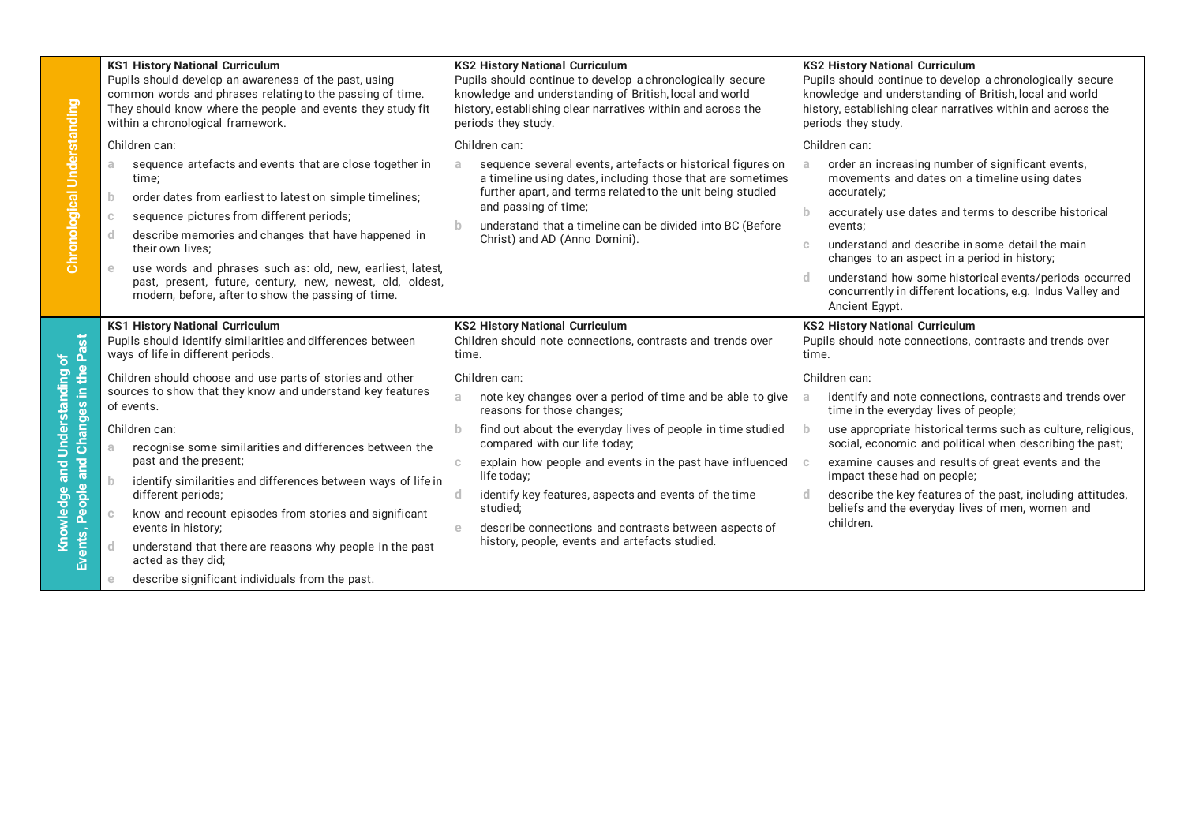| | KS1 History National Curriculum | KS2 History National Curriculum | KS2 History National Curriculum |
|---|---|---|---|
| **Chronological Understanding** | **KS1 History National Curriculum**<br>Pupils should develop an awareness of the past, using common words and phrases relating to the passing of time. They should know where the people and events they study fit within a chronological framework.<br>Children can:<br>a sequence artefacts and events that are close together in time;<br>b order dates from earliest to latest on simple timelines;<br>c sequence pictures from different periods;<br>d describe memories and changes that have happened in their own lives;<br>e use words and phrases such as: old, new, earliest, latest, past, present, future, century, new, newest, old, oldest, modern, before, after to show the passing of time. | **KS2 History National Curriculum**<br>Pupils should continue to develop a chronologically secure knowledge and understanding of British, local and world history, establishing clear narratives within and across the periods they study.<br>Children can:<br>a sequence several events, artefacts or historical figures on a timeline using dates, including those that are sometimes further apart, and terms related to the unit being studied and passing of time;<br>b understand that a timeline can be divided into BC (Before Christ) and AD (Anno Domini). | **KS2 History National Curriculum**<br>Pupils should continue to develop a chronologically secure knowledge and understanding of British, local and world history, establishing clear narratives within and across the periods they study.<br>Children can:<br>a order an increasing number of significant events, movements and dates on a timeline using dates accurately;<br>b accurately use dates and terms to describe historical events;<br>c understand and describe in some detail the main changes to an aspect in a period in history;<br>d understand how some historical events/periods occurred concurrently in different locations, e.g. Indus Valley and Ancient Egypt. |
| **Knowledge and Understanding of Events, People and Changes in the Past** | **KS1 History National Curriculum**<br>Pupils should identify similarities and differences between ways of life in different periods.<br>Children should choose and use parts of stories and other sources to show that they know and understand key features of events.<br>Children can:<br>a recognise some similarities and differences between the past and the present;<br>b identify similarities and differences between ways of life in different periods;<br>c know and recount episodes from stories and significant events in history;<br>d understand that there are reasons why people in the past acted as they did;<br>e describe significant individuals from the past. | **KS2 History National Curriculum**<br>Children should note connections, contrasts and trends over time.<br>Children can:<br>a note key changes over a period of time and be able to give reasons for those changes;<br>b find out about the everyday lives of people in time studied compared with our life today;<br>c explain how people and events in the past have influenced life today;<br>d identify key features, aspects and events of the time studied;<br>e describe connections and contrasts between aspects of history, people, events and artefacts studied. | **KS2 History National Curriculum**<br>Pupils should note connections, contrasts and trends over time.<br>Children can:<br>a identify and note connections, contrasts and trends over time in the everyday lives of people;<br>b use appropriate historical terms such as culture, religious, social, economic and political when describing the past;<br>c examine causes and results of great events and the impact these had on people;<br>d describe the key features of the past, including attitudes, beliefs and the everyday lives of men, women and children. |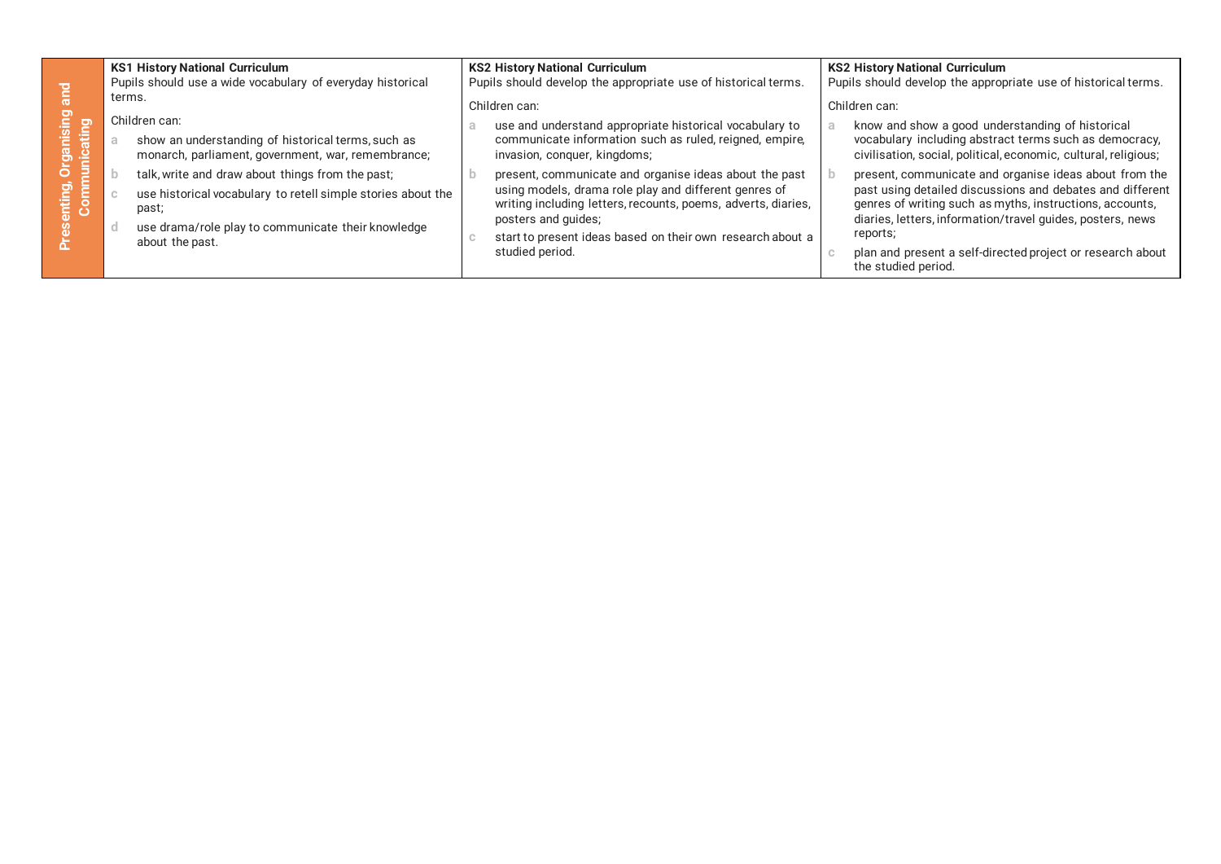| | | | |
|---|---|---|---|
| **Presenting, Organising and Communicating** | **KS1 History National Curriculum**<br>Pupils should use a wide vocabulary of everyday historical terms.<br><br>Children can:<br>a show an understanding of historical terms, such as monarch, parliament, government, war, remembrance;<br>b talk, write and draw about things from the past;<br>c use historical vocabulary to retell simple stories about the past;<br>d use drama/role play to communicate their knowledge about the past. | **KS2 History National Curriculum**<br>Pupils should develop the appropriate use of historical terms.<br><br>Children can:<br>a use and understand appropriate historical vocabulary to communicate information such as ruled, reigned, empire, invasion, conquer, kingdoms;<br>b present, communicate and organise ideas about the past using models, drama role play and different genres of writing including letters, recounts, poems, adverts, diaries, posters and guides;<br>c start to present ideas based on their own research about a studied period. | **KS2 History National Curriculum**<br>Pupils should develop the appropriate use of historical terms.<br><br>Children can:<br>a know and show a good understanding of historical vocabulary including abstract terms such as democracy, civilisation, social, political, economic, cultural, religious;<br>b present, communicate and organise ideas about from the past using detailed discussions and debates and different genres of writing such as myths, instructions, accounts, diaries, letters, information/travel guides, posters, news reports;<br>c plan and present a self-directed project or research about the studied period. |